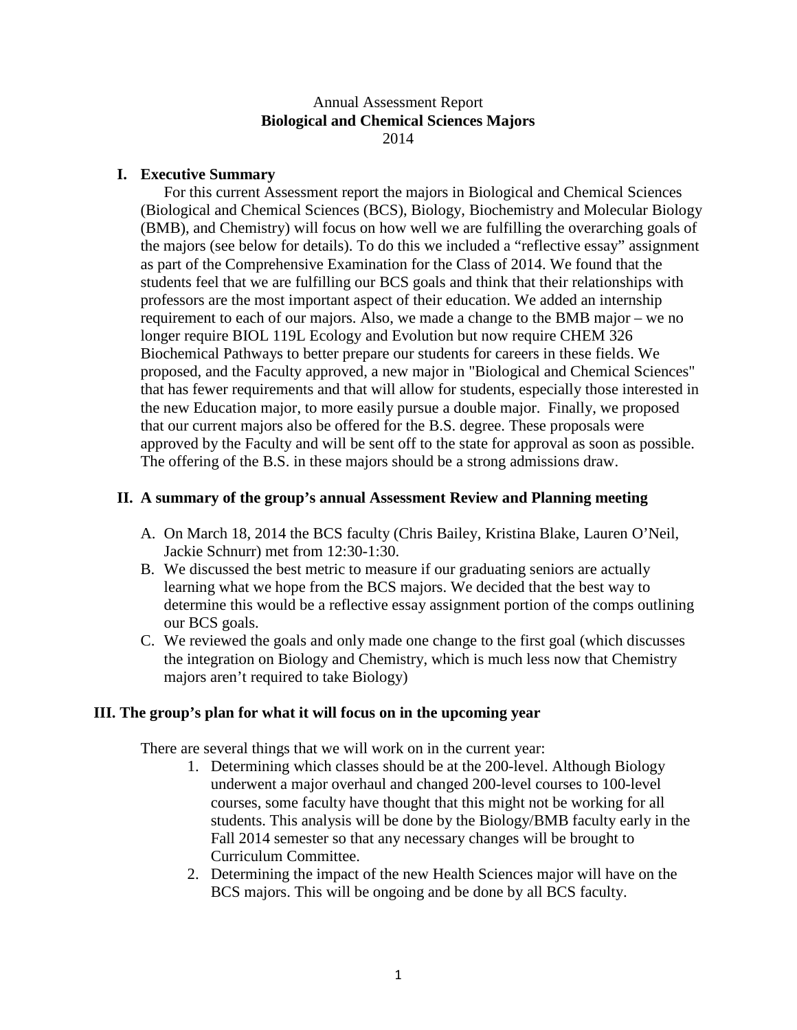Annual Assessment Report
**Biological and Chemical Sciences Majors**
2014

## I. Executive Summary

For this current Assessment report the majors in Biological and Chemical Sciences (Biological and Chemical Sciences (BCS), Biology, Biochemistry and Molecular Biology (BMB), and Chemistry) will focus on how well we are fulfilling the overarching goals of the majors (see below for details). To do this we included a "reflective essay" assignment as part of the Comprehensive Examination for the Class of 2014. We found that the students feel that we are fulfilling our BCS goals and think that their relationships with professors are the most important aspect of their education. We added an internship requirement to each of our majors. Also, we made a change to the BMB major – we no longer require BIOL 119L Ecology and Evolution but now require CHEM 326 Biochemical Pathways to better prepare our students for careers in these fields. We proposed, and the Faculty approved, a new major in "Biological and Chemical Sciences" that has fewer requirements and that will allow for students, especially those interested in the new Education major, to more easily pursue a double major. Finally, we proposed that our current majors also be offered for the B.S. degree. These proposals were approved by the Faculty and will be sent off to the state for approval as soon as possible. The offering of the B.S. in these majors should be a strong admissions draw.

## II. A summary of the group's annual Assessment Review and Planning meeting

A. On March 18, 2014 the BCS faculty (Chris Bailey, Kristina Blake, Lauren O'Neil, Jackie Schnurr) met from 12:30-1:30.
B. We discussed the best metric to measure if our graduating seniors are actually learning what we hope from the BCS majors. We decided that the best way to determine this would be a reflective essay assignment portion of the comps outlining our BCS goals.
C. We reviewed the goals and only made one change to the first goal (which discusses the integration on Biology and Chemistry, which is much less now that Chemistry majors aren't required to take Biology)

## III. The group's plan for what it will focus on in the upcoming year

There are several things that we will work on in the current year:

1. Determining which classes should be at the 200-level. Although Biology underwent a major overhaul and changed 200-level courses to 100-level courses, some faculty have thought that this might not be working for all students. This analysis will be done by the Biology/BMB faculty early in the Fall 2014 semester so that any necessary changes will be brought to Curriculum Committee.
2. Determining the impact of the new Health Sciences major will have on the BCS majors. This will be ongoing and be done by all BCS faculty.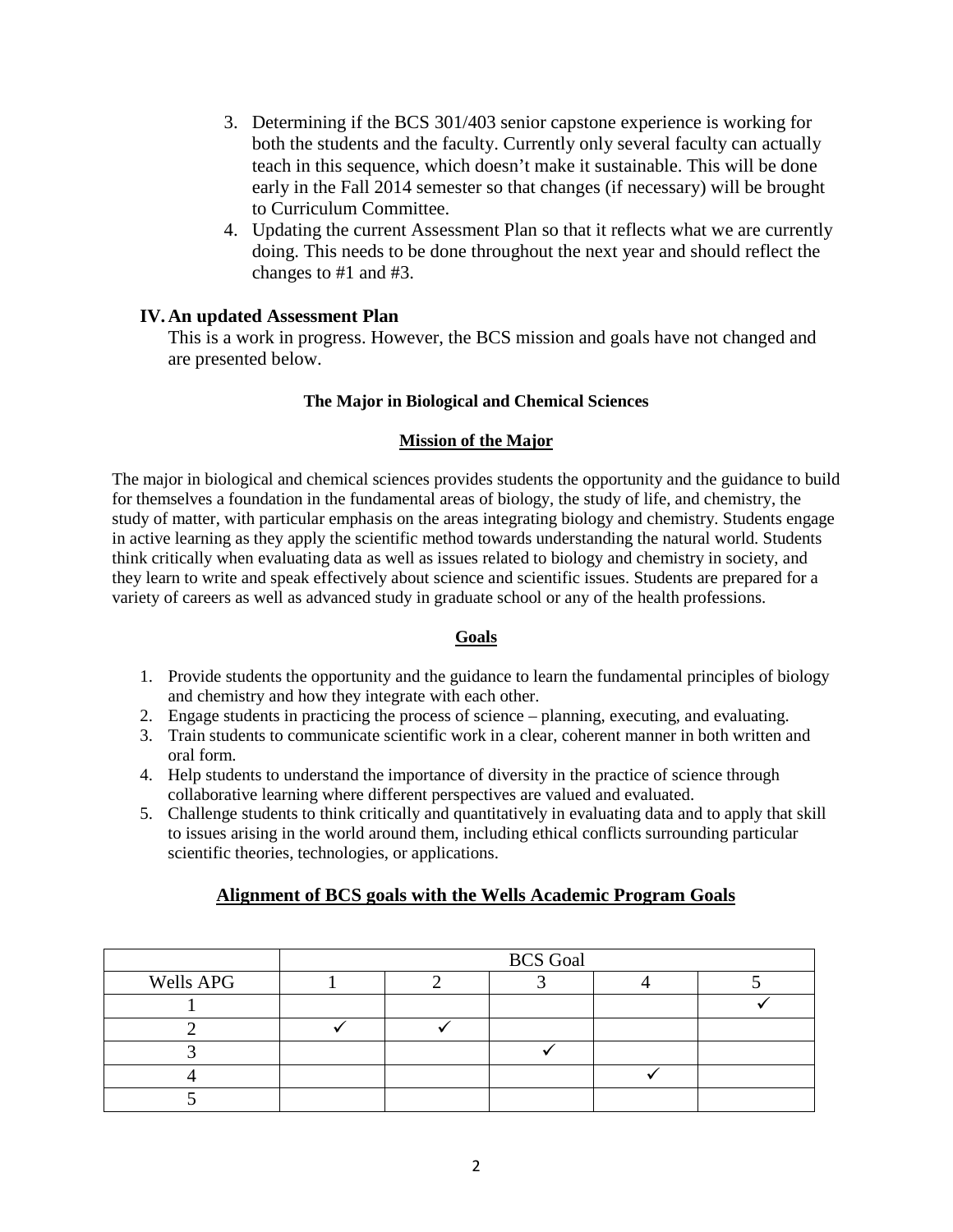3. Determining if the BCS 301/403 senior capstone experience is working for both the students and the faculty. Currently only several faculty can actually teach in this sequence, which doesn't make it sustainable. This will be done early in the Fall 2014 semester so that changes (if necessary) will be brought to Curriculum Committee.
4. Updating the current Assessment Plan so that it reflects what we are currently doing. This needs to be done throughout the next year and should reflect the changes to #1 and #3.

## IV. An updated Assessment Plan

This is a work in progress. However, the BCS mission and goals have not changed and are presented below.

### The Major in Biological and Chemical Sciences

#### Mission of the Major

The major in biological and chemical sciences provides students the opportunity and the guidance to build for themselves a foundation in the fundamental areas of biology, the study of life, and chemistry, the study of matter, with particular emphasis on the areas integrating biology and chemistry. Students engage in active learning as they apply the scientific method towards understanding the natural world. Students think critically when evaluating data as well as issues related to biology and chemistry in society, and they learn to write and speak effectively about science and scientific issues. Students are prepared for a variety of careers as well as advanced study in graduate school or any of the health professions.

#### Goals

1. Provide students the opportunity and the guidance to learn the fundamental principles of biology and chemistry and how they integrate with each other.
2. Engage students in practicing the process of science – planning, executing, and evaluating.
3. Train students to communicate scientific work in a clear, coherent manner in both written and oral form.
4. Help students to understand the importance of diversity in the practice of science through collaborative learning where different perspectives are valued and evaluated.
5. Challenge students to think critically and quantitatively in evaluating data and to apply that skill to issues arising in the world around them, including ethical conflicts surrounding particular scientific theories, technologies, or applications.

#### Alignment of BCS goals with the Wells Academic Program Goals

| | BCS Goal | | | | |
|---|---|---|---|---|---|
| Wells APG | 1 | 2 | 3 | 4 | 5 |
| 1 | | | | | ✓ |
| 2 | ✓ | ✓ | | | |
| 3 | | | ✓ | | |
| 4 | | | | ✓ | |
| 5 | | | | | |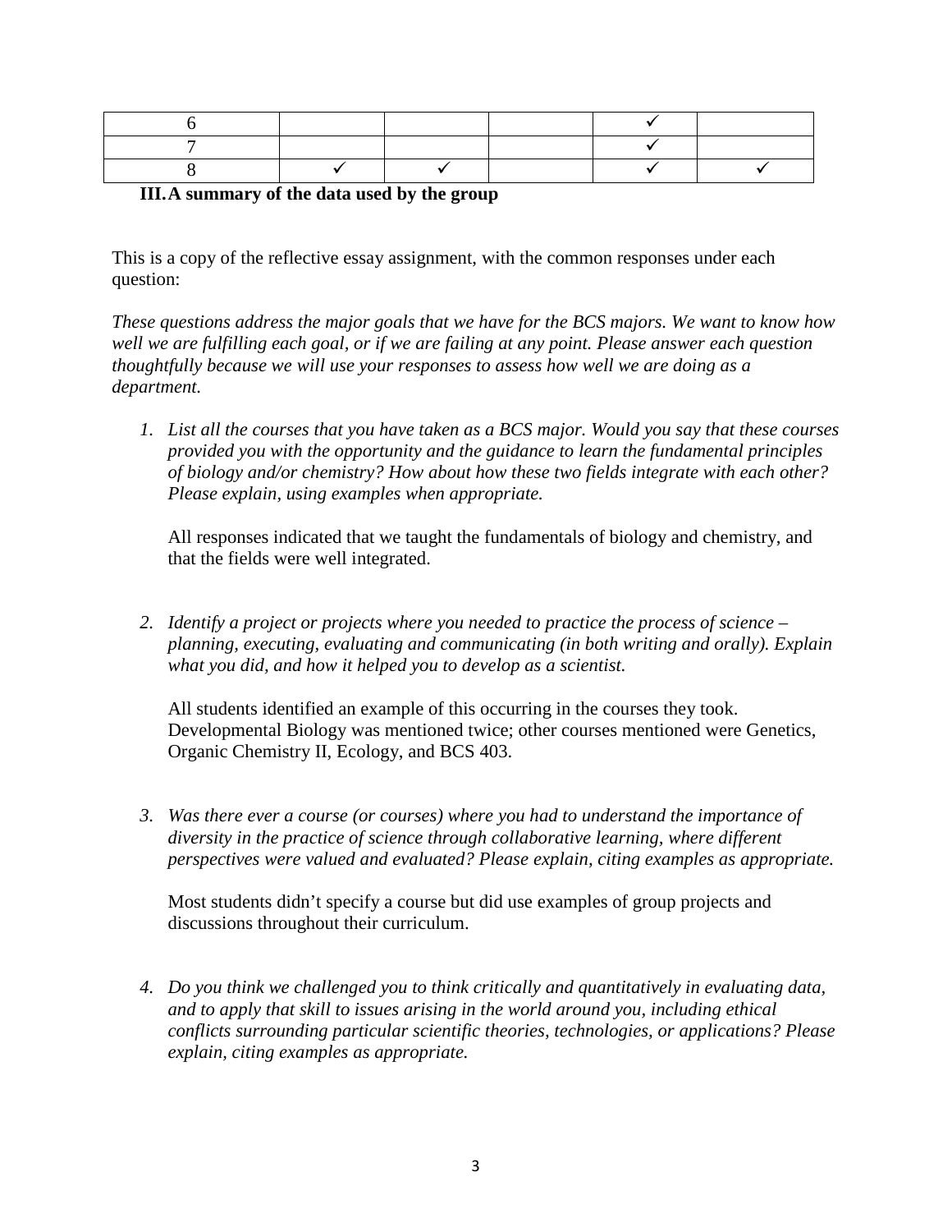| 6 | | | | ✓ | |
|---|---|---|---|---|---|
| 7 | | | | ✓ | |
| 8 | ✓ | ✓ | | ✓ | ✓ |

**III. A summary of the data used by the group**

This is a copy of the reflective essay assignment, with the common responses under each question:

*These questions address the major goals that we have for the BCS majors. We want to know how well we are fulfilling each goal, or if we are failing at any point. Please answer each question thoughtfully because we will use your responses to assess how well we are doing as a department.*

1. *List all the courses that you have taken as a BCS major. Would you say that these courses provided you with the opportunity and the guidance to learn the fundamental principles of biology and/or chemistry? How about how these two fields integrate with each other? Please explain, using examples when appropriate.*

   All responses indicated that we taught the fundamentals of biology and chemistry, and that the fields were well integrated.

2. *Identify a project or projects where you needed to practice the process of science – planning, executing, evaluating and communicating (in both writing and orally). Explain what you did, and how it helped you to develop as a scientist.*

   All students identified an example of this occurring in the courses they took. Developmental Biology was mentioned twice; other courses mentioned were Genetics, Organic Chemistry II, Ecology, and BCS 403.

3. *Was there ever a course (or courses) where you had to understand the importance of diversity in the practice of science through collaborative learning, where different perspectives were valued and evaluated? Please explain, citing examples as appropriate.*

   Most students didn't specify a course but did use examples of group projects and discussions throughout their curriculum.

4. *Do you think we challenged you to think critically and quantitatively in evaluating data, and to apply that skill to issues arising in the world around you, including ethical conflicts surrounding particular scientific theories, technologies, or applications? Please explain, citing examples as appropriate.*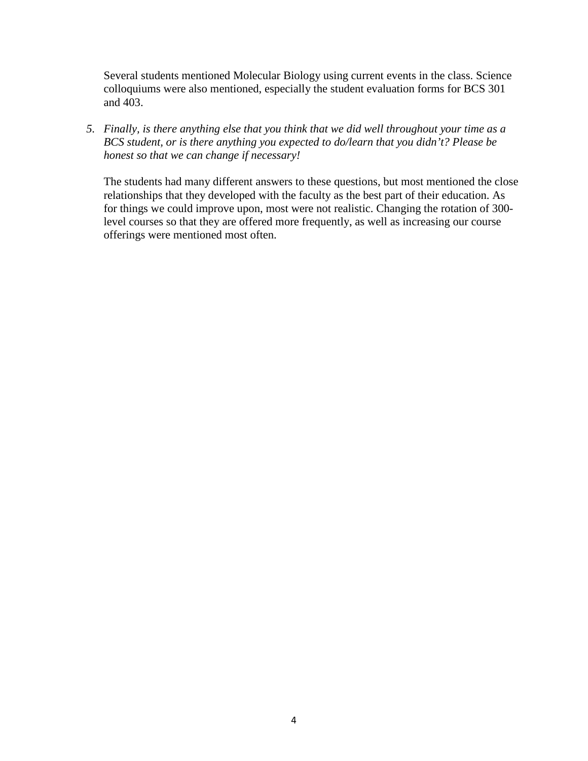Several students mentioned Molecular Biology using current events in the class. Science colloquiums were also mentioned, especially the student evaluation forms for BCS 301 and 403.

5. *Finally, is there anything else that you think that we did well throughout your time as a BCS student, or is there anything you expected to do/learn that you didn't? Please be honest so that we can change if necessary!*

   The students had many different answers to these questions, but most mentioned the close relationships that they developed with the faculty as the best part of their education. As for things we could improve upon, most were not realistic. Changing the rotation of 300-level courses so that they are offered more frequently, as well as increasing our course offerings were mentioned most often.